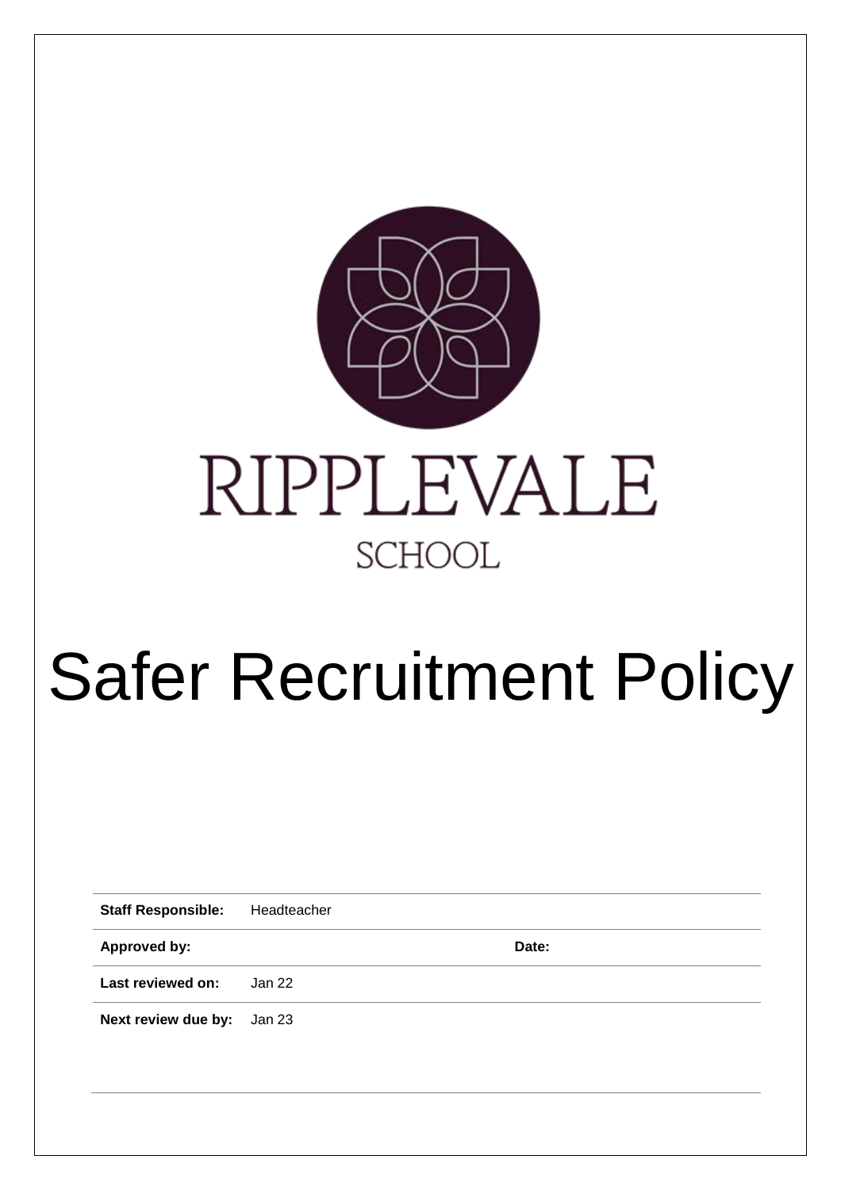RIPPLEVALE

SCHOOL

# Safer Recruitment Policy

| | | | |
|---|---|---|---|
| **Staff Responsible:** | Headteacher | | |
| **Approved by:** | | **Date:** | |
| **Last reviewed on:** | Jan 22 | | |
| **Next review due by:** | Jan 23 | | |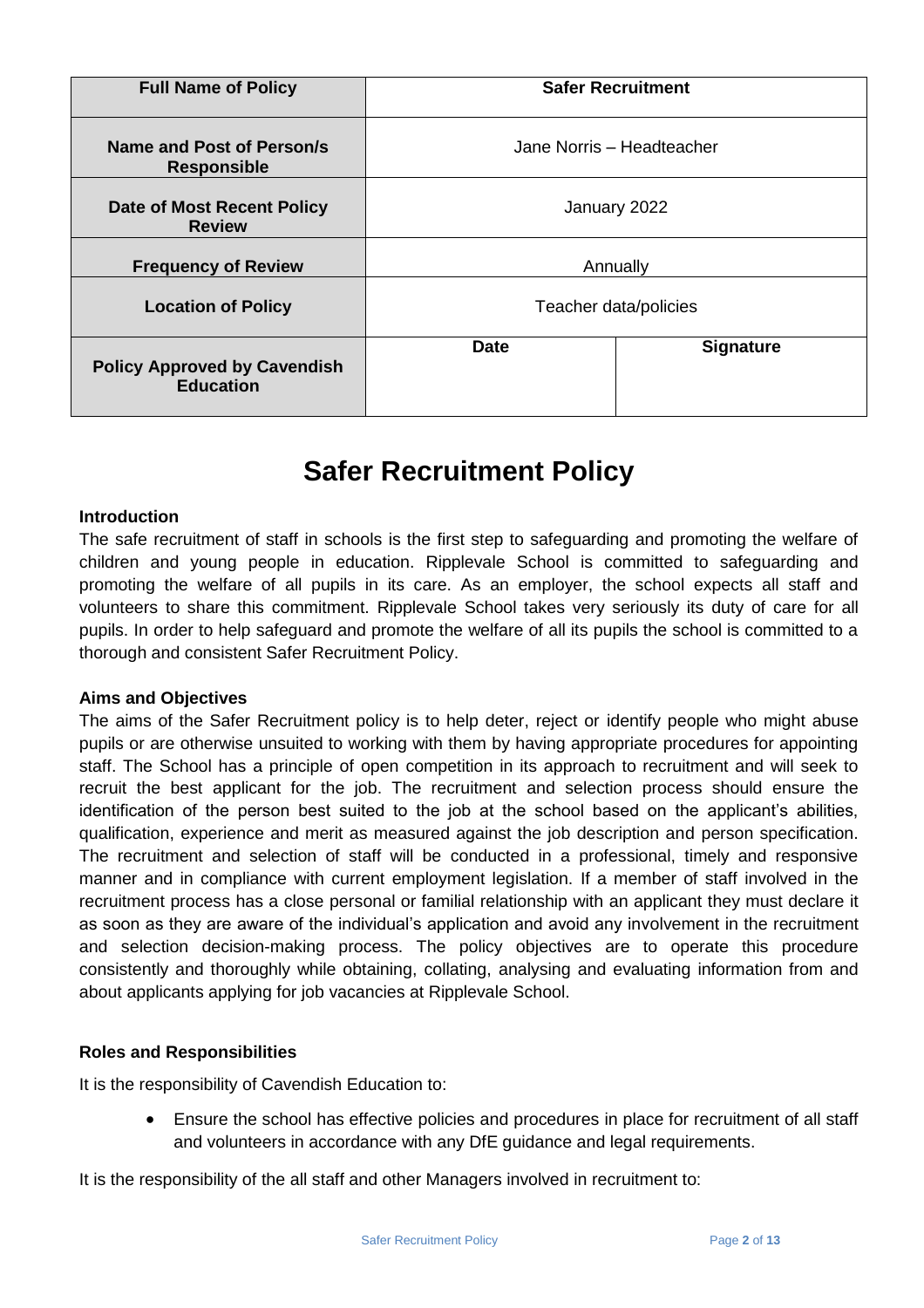| Full Name of Policy | Safer Recruitment | |
| --- | --- | --- |
| Name and Post of Person/s Responsible | Jane Norris – Headteacher | |
| Date of Most Recent Policy Review | January 2022 | |
| Frequency of Review | Annually | |
| Location of Policy | Teacher data/policies | |
| Policy Approved by Cavendish Education | Date | Signature |

# Safer Recruitment Policy

**Introduction**

The safe recruitment of staff in schools is the first step to safeguarding and promoting the welfare of children and young people in education. Ripplevale School is committed to safeguarding and promoting the welfare of all pupils in its care. As an employer, the school expects all staff and volunteers to share this commitment. Ripplevale School takes very seriously its duty of care for all pupils. In order to help safeguard and promote the welfare of all its pupils the school is committed to a thorough and consistent Safer Recruitment Policy.

**Aims and Objectives**

The aims of the Safer Recruitment policy is to help deter, reject or identify people who might abuse pupils or are otherwise unsuited to working with them by having appropriate procedures for appointing staff. The School has a principle of open competition in its approach to recruitment and will seek to recruit the best applicant for the job. The recruitment and selection process should ensure the identification of the person best suited to the job at the school based on the applicant's abilities, qualification, experience and merit as measured against the job description and person specification. The recruitment and selection of staff will be conducted in a professional, timely and responsive manner and in compliance with current employment legislation. If a member of staff involved in the recruitment process has a close personal or familial relationship with an applicant they must declare it as soon as they are aware of the individual's application and avoid any involvement in the recruitment and selection decision-making process. The policy objectives are to operate this procedure consistently and thoroughly while obtaining, collating, analysing and evaluating information from and about applicants applying for job vacancies at Ripplevale School.

**Roles and Responsibilities**

It is the responsibility of Cavendish Education to:

- Ensure the school has effective policies and procedures in place for recruitment of all staff and volunteers in accordance with any DfE guidance and legal requirements.

It is the responsibility of the all staff and other Managers involved in recruitment to: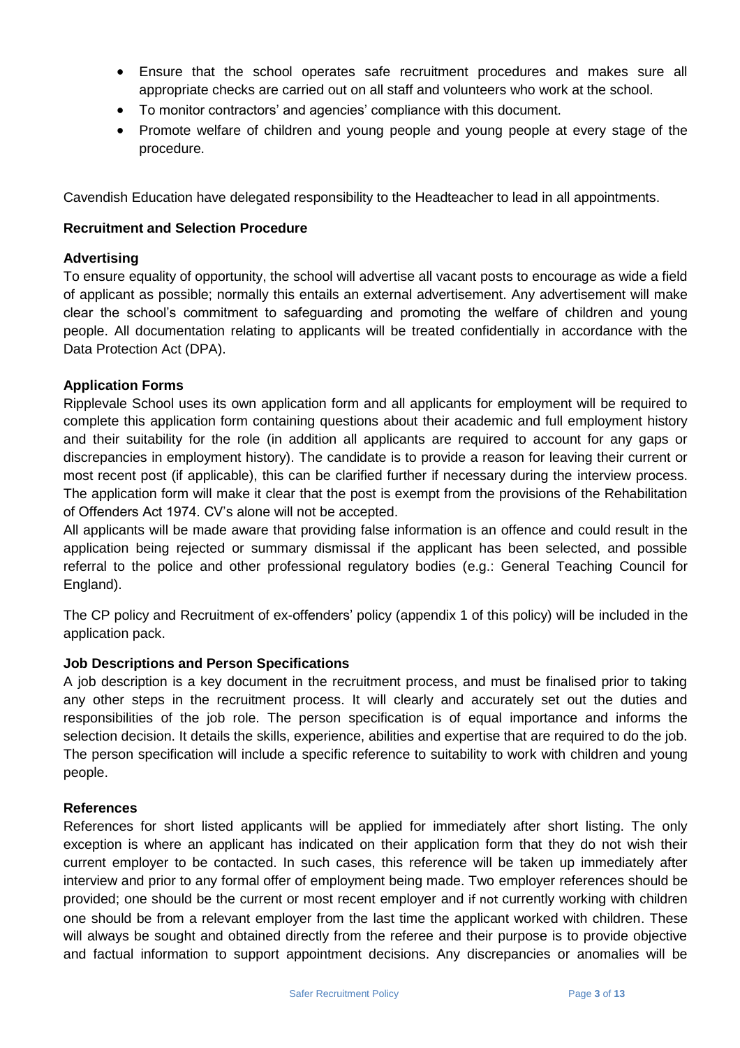- Ensure that the school operates safe recruitment procedures and makes sure all appropriate checks are carried out on all staff and volunteers who work at the school.
- To monitor contractors' and agencies' compliance with this document.
- Promote welfare of children and young people and young people at every stage of the procedure.

Cavendish Education have delegated responsibility to the Headteacher to lead in all appointments.

**Recruitment and Selection Procedure**

**Advertising**

To ensure equality of opportunity, the school will advertise all vacant posts to encourage as wide a field of applicant as possible; normally this entails an external advertisement. Any advertisement will make clear the school's commitment to safeguarding and promoting the welfare of children and young people. All documentation relating to applicants will be treated confidentially in accordance with the Data Protection Act (DPA).

**Application Forms**

Ripplevale School uses its own application form and all applicants for employment will be required to complete this application form containing questions about their academic and full employment history and their suitability for the role (in addition all applicants are required to account for any gaps or discrepancies in employment history). The candidate is to provide a reason for leaving their current or most recent post (if applicable), this can be clarified further if necessary during the interview process. The application form will make it clear that the post is exempt from the provisions of the Rehabilitation of Offenders Act 1974. CV's alone will not be accepted.

All applicants will be made aware that providing false information is an offence and could result in the application being rejected or summary dismissal if the applicant has been selected, and possible referral to the police and other professional regulatory bodies (e.g.: General Teaching Council for England).

The CP policy and Recruitment of ex-offenders' policy (appendix 1 of this policy) will be included in the application pack.

**Job Descriptions and Person Specifications**

A job description is a key document in the recruitment process, and must be finalised prior to taking any other steps in the recruitment process. It will clearly and accurately set out the duties and responsibilities of the job role. The person specification is of equal importance and informs the selection decision. It details the skills, experience, abilities and expertise that are required to do the job. The person specification will include a specific reference to suitability to work with children and young people.

**References**

References for short listed applicants will be applied for immediately after short listing. The only exception is where an applicant has indicated on their application form that they do not wish their current employer to be contacted. In such cases, this reference will be taken up immediately after interview and prior to any formal offer of employment being made. Two employer references should be provided; one should be the current or most recent employer and if not currently working with children one should be from a relevant employer from the last time the applicant worked with children. These will always be sought and obtained directly from the referee and their purpose is to provide objective and factual information to support appointment decisions. Any discrepancies or anomalies will be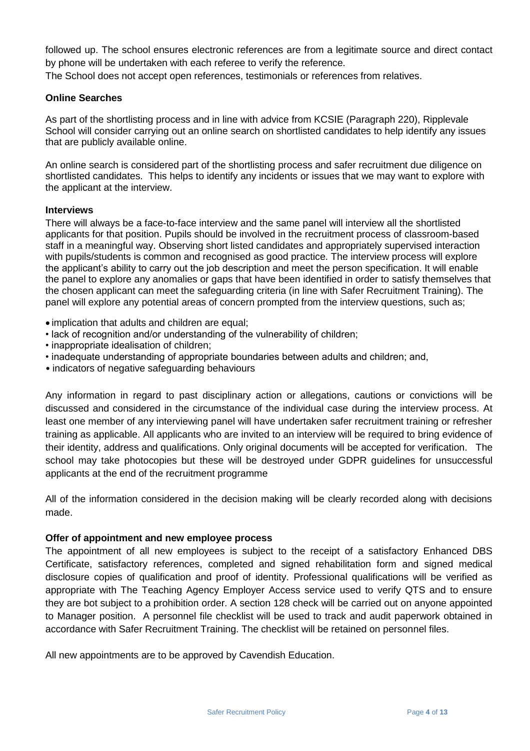followed up. The school ensures electronic references are from a legitimate source and direct contact by phone will be undertaken with each referee to verify the reference.

The School does not accept open references, testimonials or references from relatives.

**Online Searches**

As part of the shortlisting process and in line with advice from KCSIE (Paragraph 220), Ripplevale School will consider carrying out an online search on shortlisted candidates to help identify any issues that are publicly available online.

An online search is considered part of the shortlisting process and safer recruitment due diligence on shortlisted candidates. This helps to identify any incidents or issues that we may want to explore with the applicant at the interview.

**Interviews**

There will always be a face-to-face interview and the same panel will interview all the shortlisted applicants for that position. Pupils should be involved in the recruitment process of classroom-based staff in a meaningful way. Observing short listed candidates and appropriately supervised interaction with pupils/students is common and recognised as good practice. The interview process will explore the applicant's ability to carry out the job description and meet the person specification. It will enable the panel to explore any anomalies or gaps that have been identified in order to satisfy themselves that the chosen applicant can meet the safeguarding criteria (in line with Safer Recruitment Training). The panel will explore any potential areas of concern prompted from the interview questions, such as;

- implication that adults and children are equal;
- lack of recognition and/or understanding of the vulnerability of children;
- inappropriate idealisation of children;
- inadequate understanding of appropriate boundaries between adults and children; and,
- indicators of negative safeguarding behaviours

Any information in regard to past disciplinary action or allegations, cautions or convictions will be discussed and considered in the circumstance of the individual case during the interview process. At least one member of any interviewing panel will have undertaken safer recruitment training or refresher training as applicable. All applicants who are invited to an interview will be required to bring evidence of their identity, address and qualifications. Only original documents will be accepted for verification. The school may take photocopies but these will be destroyed under GDPR guidelines for unsuccessful applicants at the end of the recruitment programme

All of the information considered in the decision making will be clearly recorded along with decisions made.

**Offer of appointment and new employee process**

The appointment of all new employees is subject to the receipt of a satisfactory Enhanced DBS Certificate, satisfactory references, completed and signed rehabilitation form and signed medical disclosure copies of qualification and proof of identity. Professional qualifications will be verified as appropriate with The Teaching Agency Employer Access service used to verify QTS and to ensure they are bot subject to a prohibition order. A section 128 check will be carried out on anyone appointed to Manager position. A personnel file checklist will be used to track and audit paperwork obtained in accordance with Safer Recruitment Training. The checklist will be retained on personnel files.

All new appointments are to be approved by Cavendish Education.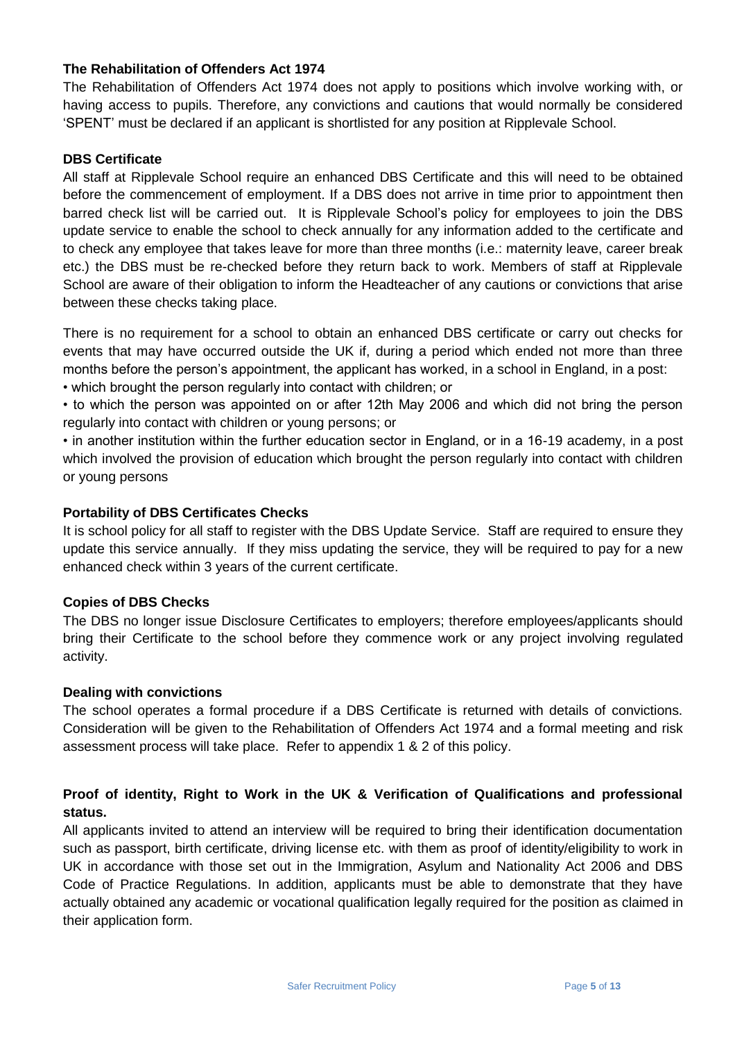**The Rehabilitation of Offenders Act 1974**

The Rehabilitation of Offenders Act 1974 does not apply to positions which involve working with, or having access to pupils. Therefore, any convictions and cautions that would normally be considered 'SPENT' must be declared if an applicant is shortlisted for any position at Ripplevale School.

**DBS Certificate**

All staff at Ripplevale School require an enhanced DBS Certificate and this will need to be obtained before the commencement of employment. If a DBS does not arrive in time prior to appointment then barred check list will be carried out. It is Ripplevale School's policy for employees to join the DBS update service to enable the school to check annually for any information added to the certificate and to check any employee that takes leave for more than three months (i.e.: maternity leave, career break etc.) the DBS must be re-checked before they return back to work. Members of staff at Ripplevale School are aware of their obligation to inform the Headteacher of any cautions or convictions that arise between these checks taking place.

There is no requirement for a school to obtain an enhanced DBS certificate or carry out checks for events that may have occurred outside the UK if, during a period which ended not more than three months before the person's appointment, the applicant has worked, in a school in England, in a post:

- which brought the person regularly into contact with children; or
- to which the person was appointed on or after 12th May 2006 and which did not bring the person regularly into contact with children or young persons; or
- in another institution within the further education sector in England, or in a 16-19 academy, in a post which involved the provision of education which brought the person regularly into contact with children or young persons

**Portability of DBS Certificates Checks**

It is school policy for all staff to register with the DBS Update Service. Staff are required to ensure they update this service annually. If they miss updating the service, they will be required to pay for a new enhanced check within 3 years of the current certificate.

**Copies of DBS Checks**

The DBS no longer issue Disclosure Certificates to employers; therefore employees/applicants should bring their Certificate to the school before they commence work or any project involving regulated activity.

**Dealing with convictions**

The school operates a formal procedure if a DBS Certificate is returned with details of convictions. Consideration will be given to the Rehabilitation of Offenders Act 1974 and a formal meeting and risk assessment process will take place. Refer to appendix 1 & 2 of this policy.

**Proof of identity, Right to Work in the UK & Verification of Qualifications and professional status.**

All applicants invited to attend an interview will be required to bring their identification documentation such as passport, birth certificate, driving license etc. with them as proof of identity/eligibility to work in UK in accordance with those set out in the Immigration, Asylum and Nationality Act 2006 and DBS Code of Practice Regulations. In addition, applicants must be able to demonstrate that they have actually obtained any academic or vocational qualification legally required for the position as claimed in their application form.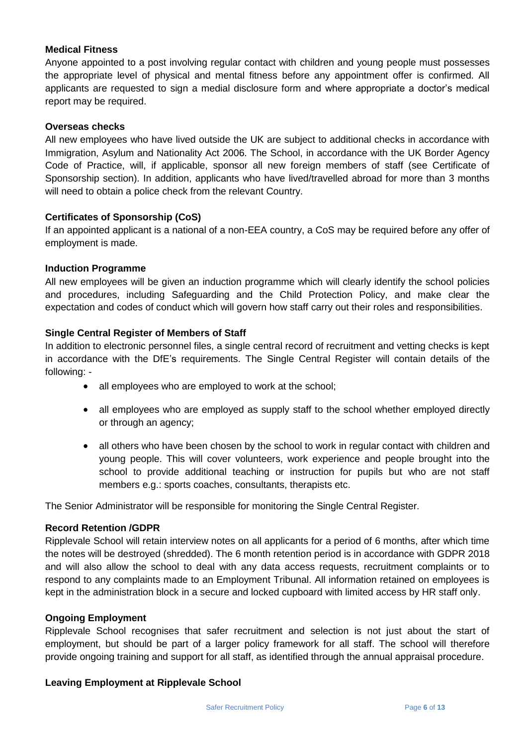**Medical Fitness**

Anyone appointed to a post involving regular contact with children and young people must possesses the appropriate level of physical and mental fitness before any appointment offer is confirmed. All applicants are requested to sign a medial disclosure form and where appropriate a doctor's medical report may be required.

**Overseas checks**

All new employees who have lived outside the UK are subject to additional checks in accordance with Immigration, Asylum and Nationality Act 2006. The School, in accordance with the UK Border Agency Code of Practice, will, if applicable, sponsor all new foreign members of staff (see Certificate of Sponsorship section). In addition, applicants who have lived/travelled abroad for more than 3 months will need to obtain a police check from the relevant Country.

**Certificates of Sponsorship (CoS)**

If an appointed applicant is a national of a non-EEA country, a CoS may be required before any offer of employment is made.

**Induction Programme**

All new employees will be given an induction programme which will clearly identify the school policies and procedures, including Safeguarding and the Child Protection Policy, and make clear the expectation and codes of conduct which will govern how staff carry out their roles and responsibilities.

**Single Central Register of Members of Staff**

In addition to electronic personnel files, a single central record of recruitment and vetting checks is kept in accordance with the DfE's requirements. The Single Central Register will contain details of the following: -

- all employees who are employed to work at the school;
- all employees who are employed as supply staff to the school whether employed directly or through an agency;
- all others who have been chosen by the school to work in regular contact with children and young people. This will cover volunteers, work experience and people brought into the school to provide additional teaching or instruction for pupils but who are not staff members e.g.: sports coaches, consultants, therapists etc.

The Senior Administrator will be responsible for monitoring the Single Central Register.

**Record Retention /GDPR**

Ripplevale School will retain interview notes on all applicants for a period of 6 months, after which time the notes will be destroyed (shredded). The 6 month retention period is in accordance with GDPR 2018 and will also allow the school to deal with any data access requests, recruitment complaints or to respond to any complaints made to an Employment Tribunal. All information retained on employees is kept in the administration block in a secure and locked cupboard with limited access by HR staff only.

**Ongoing Employment**

Ripplevale School recognises that safer recruitment and selection is not just about the start of employment, but should be part of a larger policy framework for all staff. The school will therefore provide ongoing training and support for all staff, as identified through the annual appraisal procedure.

**Leaving Employment at Ripplevale School**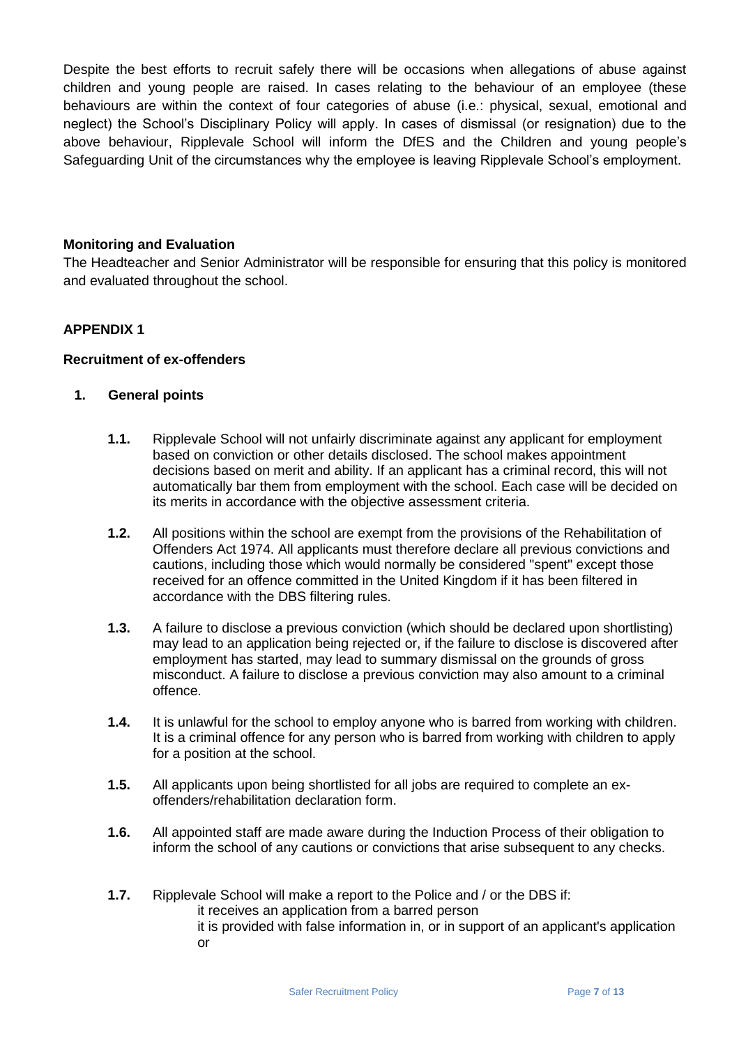Despite the best efforts to recruit safely there will be occasions when allegations of abuse against children and young people are raised. In cases relating to the behaviour of an employee (these behaviours are within the context of four categories of abuse (i.e.: physical, sexual, emotional and neglect) the School's Disciplinary Policy will apply. In cases of dismissal (or resignation) due to the above behaviour, Ripplevale School will inform the DfES and the Children and young people's Safeguarding Unit of the circumstances why the employee is leaving Ripplevale School's employment.

**Monitoring and Evaluation**

The Headteacher and Senior Administrator will be responsible for ensuring that this policy is monitored and evaluated throughout the school.

**APPENDIX 1**

**Recruitment of ex-offenders**

**1. General points**

**1.1.** Ripplevale School will not unfairly discriminate against any applicant for employment based on conviction or other details disclosed. The school makes appointment decisions based on merit and ability. If an applicant has a criminal record, this will not automatically bar them from employment with the school. Each case will be decided on its merits in accordance with the objective assessment criteria.

**1.2.** All positions within the school are exempt from the provisions of the Rehabilitation of Offenders Act 1974. All applicants must therefore declare all previous convictions and cautions, including those which would normally be considered "spent" except those received for an offence committed in the United Kingdom if it has been filtered in accordance with the DBS filtering rules.

**1.3.** A failure to disclose a previous conviction (which should be declared upon shortlisting) may lead to an application being rejected or, if the failure to disclose is discovered after employment has started, may lead to summary dismissal on the grounds of gross misconduct. A failure to disclose a previous conviction may also amount to a criminal offence.

**1.4.** It is unlawful for the school to employ anyone who is barred from working with children. It is a criminal offence for any person who is barred from working with children to apply for a position at the school.

**1.5.** All applicants upon being shortlisted for all jobs are required to complete an ex-offenders/rehabilitation declaration form.

**1.6.** All appointed staff are made aware during the Induction Process of their obligation to inform the school of any cautions or convictions that arise subsequent to any checks.

**1.7.** Ripplevale School will make a report to the Police and / or the DBS if:

- it receives an application from a barred person
- it is provided with false information in, or in support of an applicant's application or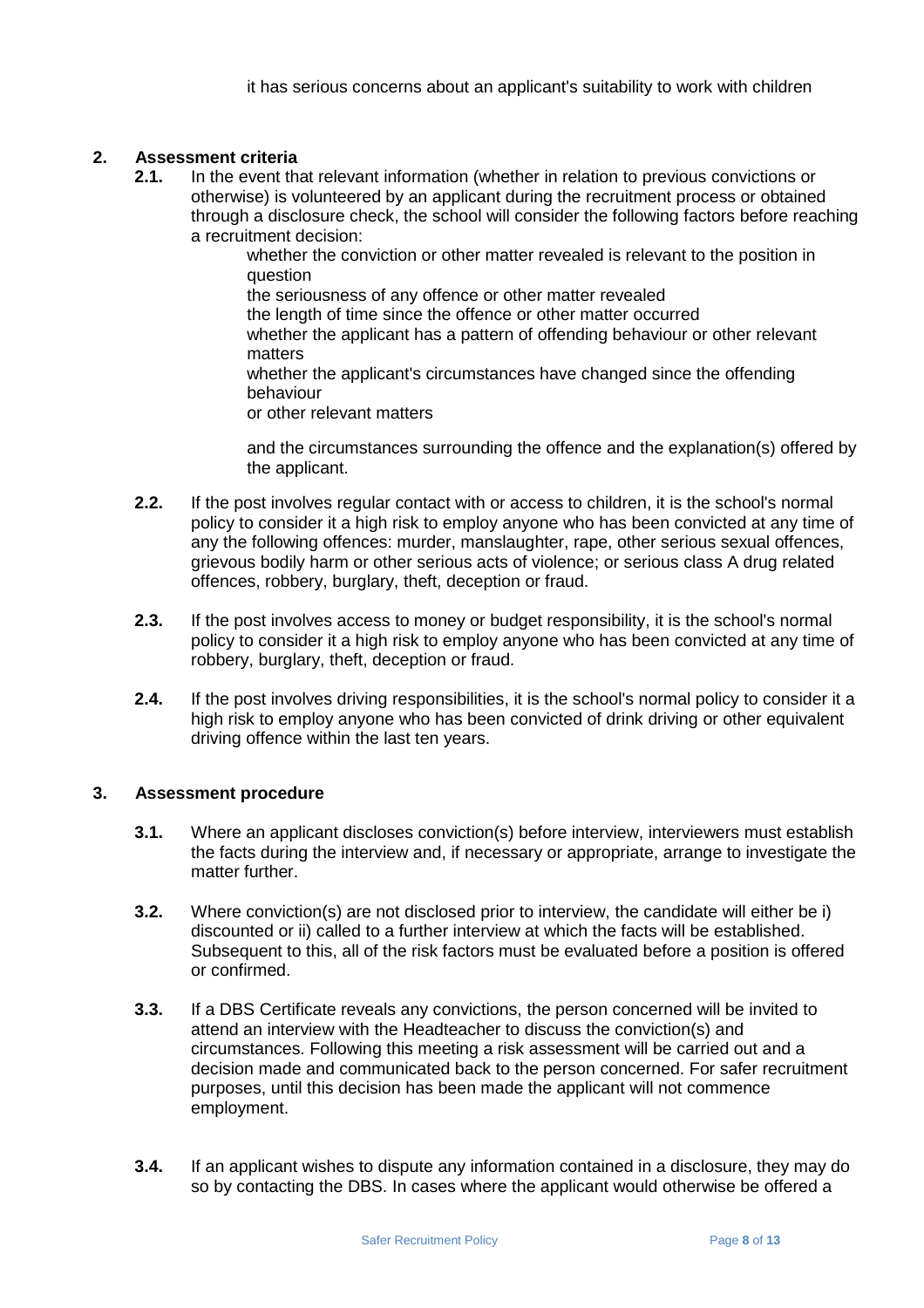it has serious concerns about an applicant's suitability to work with children

## 2. Assessment criteria

**2.1.** In the event that relevant information (whether in relation to previous convictions or otherwise) is volunteered by an applicant during the recruitment process or obtained through a disclosure check, the school will consider the following factors before reaching a recruitment decision:

- whether the conviction or other matter revealed is relevant to the position in question
- the seriousness of any offence or other matter revealed
- the length of time since the offence or other matter occurred
- whether the applicant has a pattern of offending behaviour or other relevant matters
- whether the applicant's circumstances have changed since the offending behaviour
- or other relevant matters

and the circumstances surrounding the offence and the explanation(s) offered by the applicant.

**2.2.** If the post involves regular contact with or access to children, it is the school's normal policy to consider it a high risk to employ anyone who has been convicted at any time of any the following offences: murder, manslaughter, rape, other serious sexual offences, grievous bodily harm or other serious acts of violence; or serious class A drug related offences, robbery, burglary, theft, deception or fraud.

**2.3.** If the post involves access to money or budget responsibility, it is the school's normal policy to consider it a high risk to employ anyone who has been convicted at any time of robbery, burglary, theft, deception or fraud.

**2.4.** If the post involves driving responsibilities, it is the school's normal policy to consider it a high risk to employ anyone who has been convicted of drink driving or other equivalent driving offence within the last ten years.

## 3. Assessment procedure

**3.1.** Where an applicant discloses conviction(s) before interview, interviewers must establish the facts during the interview and, if necessary or appropriate, arrange to investigate the matter further.

**3.2.** Where conviction(s) are not disclosed prior to interview, the candidate will either be i) discounted or ii) called to a further interview at which the facts will be established. Subsequent to this, all of the risk factors must be evaluated before a position is offered or confirmed.

**3.3.** If a DBS Certificate reveals any convictions, the person concerned will be invited to attend an interview with the Headteacher to discuss the conviction(s) and circumstances. Following this meeting a risk assessment will be carried out and a decision made and communicated back to the person concerned. For safer recruitment purposes, until this decision has been made the applicant will not commence employment.

**3.4.** If an applicant wishes to dispute any information contained in a disclosure, they may do so by contacting the DBS. In cases where the applicant would otherwise be offered a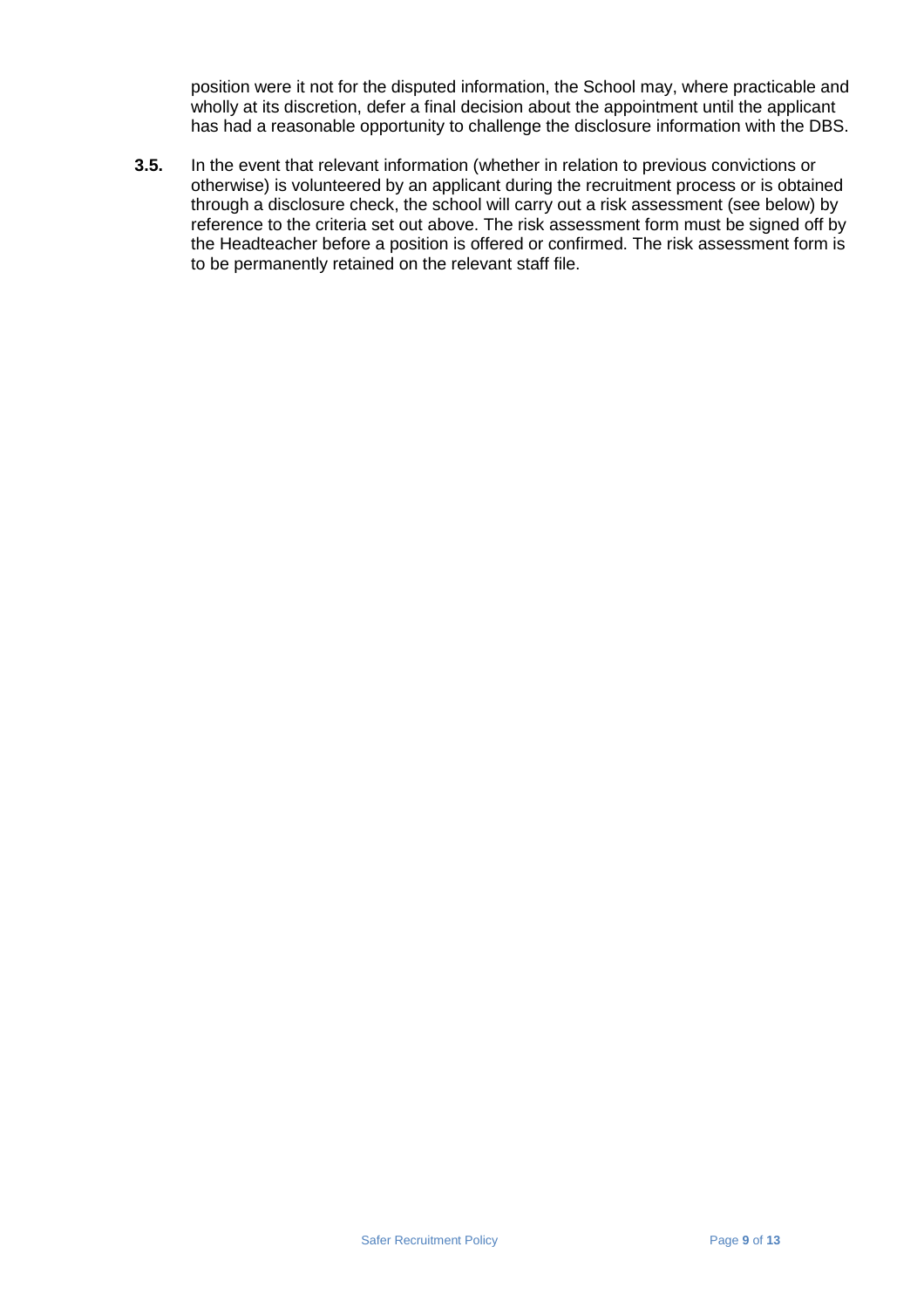position were it not for the disputed information, the School may, where practicable and wholly at its discretion, defer a final decision about the appointment until the applicant has had a reasonable opportunity to challenge the disclosure information with the DBS.

**3.5.** In the event that relevant information (whether in relation to previous convictions or otherwise) is volunteered by an applicant during the recruitment process or is obtained through a disclosure check, the school will carry out a risk assessment (see below) by reference to the criteria set out above. The risk assessment form must be signed off by the Headteacher before a position is offered or confirmed. The risk assessment form is to be permanently retained on the relevant staff file.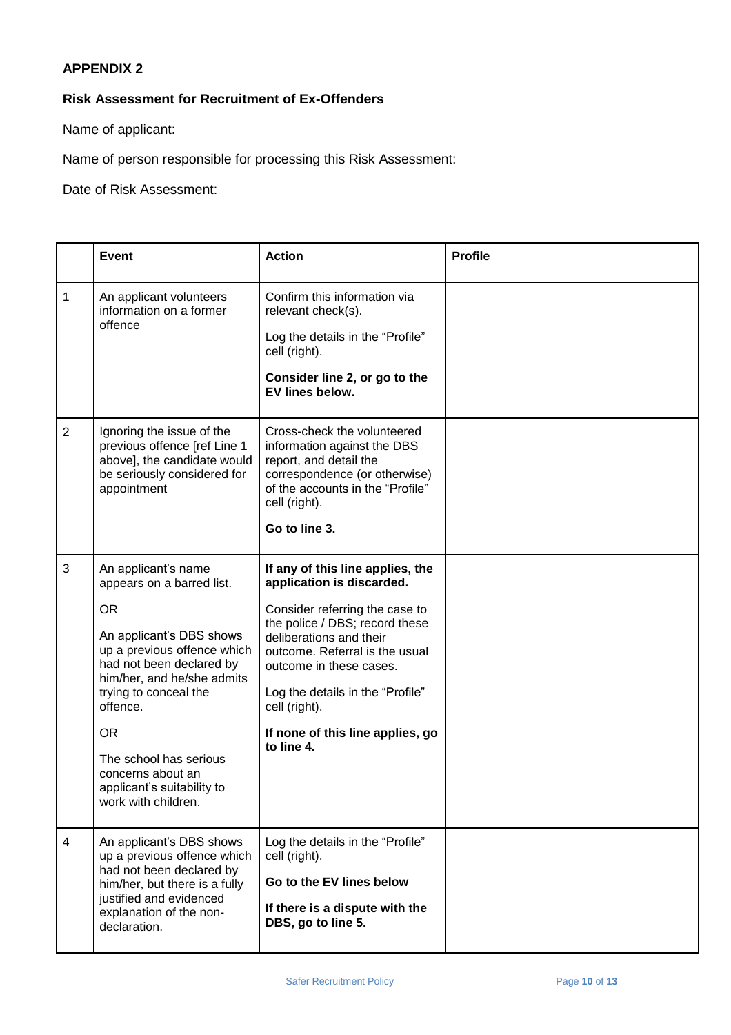**APPENDIX 2**

**Risk Assessment for Recruitment of Ex-Offenders**

Name of applicant:

Name of person responsible for processing this Risk Assessment:

Date of Risk Assessment:

| | **Event** | **Action** | **Profile** |
|---|---|---|---|
| 1 | An applicant volunteers information on a former offence | Confirm this information via relevant check(s).<br><br>Log the details in the "Profile" cell (right).<br><br>**Consider line 2, or go to the EV lines below.** | |
| 2 | Ignoring the issue of the previous offence [ref Line 1 above], the candidate would be seriously considered for appointment | Cross-check the volunteered information against the DBS report, and detail the correspondence (or otherwise) of the accounts in the "Profile" cell (right).<br><br>**Go to line 3.** | |
| 3 | An applicant's name appears on a barred list.<br><br>OR<br><br>An applicant's DBS shows up a previous offence which had not been declared by him/her, and he/she admits trying to conceal the offence.<br><br>OR<br><br>The school has serious concerns about an applicant's suitability to work with children. | **If any of this line applies, the application is discarded.**<br><br>Consider referring the case to the police / DBS; record these deliberations and their outcome. Referral is the usual outcome in these cases.<br><br>Log the details in the "Profile" cell (right).<br><br>**If none of this line applies, go to line 4.** | |
| 4 | An applicant's DBS shows up a previous offence which had not been declared by him/her, but there is a fully justified and evidenced explanation of the non-declaration. | Log the details in the "Profile" cell (right).<br><br>**Go to the EV lines below**<br><br>**If there is a dispute with the DBS, go to line 5.** | |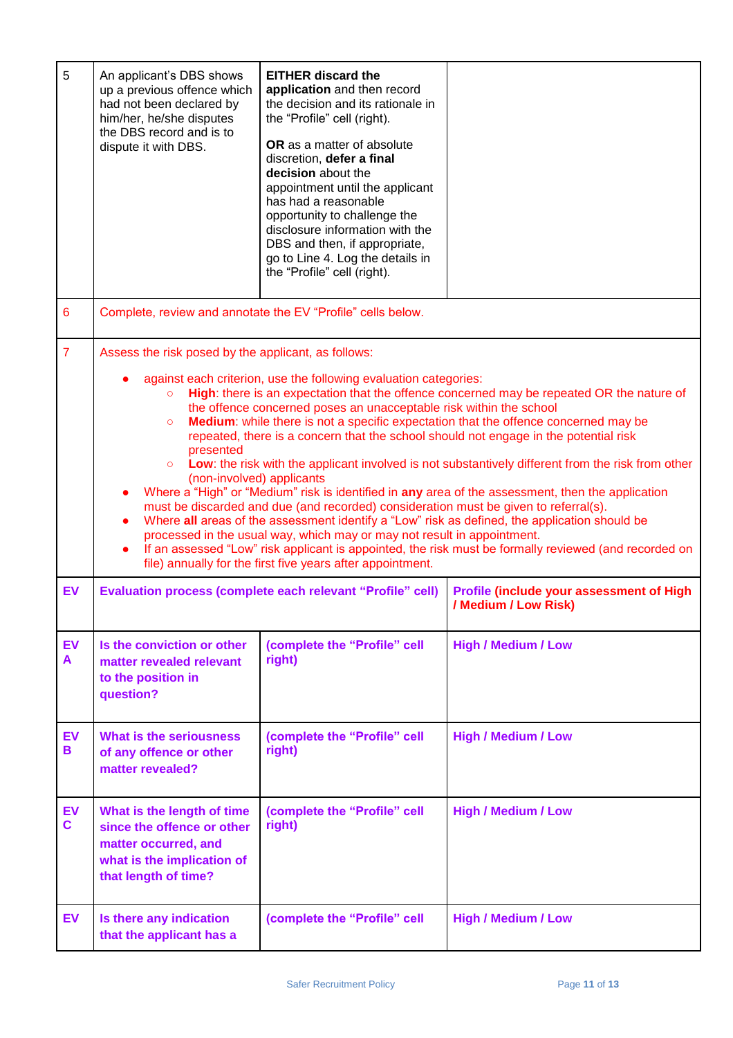| | | | |
|---|---|---|---|
| 5 | An applicant's DBS shows up a previous offence which had not been declared by him/her, he/she disputes the DBS record and is to dispute it with DBS. | **EITHER discard the application** and then record the decision and its rationale in the "Profile" cell (right).<br><br>**OR** as a matter of absolute discretion, **defer a final decision** about the appointment until the applicant has had a reasonable opportunity to challenge the disclosure information with the DBS and then, if appropriate, go to Line 4. Log the details in the "Profile" cell (right). | |
| 6 | Complete, review and annotate the EV "Profile" cells below. | | |
| 7 | Assess the risk posed by the applicant, as follows:<br><br>• against each criterion, use the following evaluation categories:<br>  ○ **High**: there is an expectation that the offence concerned may be repeated OR the nature of the offence concerned poses an unacceptable risk within the school<br>  ○ **Medium**: while there is not a specific expectation that the offence concerned may be repeated, there is a concern that the school should not engage in the potential risk presented<br>  ○ **Low**: the risk with the applicant involved is not substantively different from the risk from other (non-involved) applicants<br>• Where a "High" or "Medium" risk is identified in **any** area of the assessment, then the application must be discarded and due (and recorded) consideration must be given to referral(s).<br>• Where **all** areas of the assessment identify a "Low" risk as defined, the application should be processed in the usual way, which may or may not result in appointment.<br>• If an assessed "Low" risk applicant is appointed, the risk must be formally reviewed (and recorded on file) annually for the first five years after appointment. | | |
| **EV** | **Evaluation process (complete each relevant "Profile" cell)** | | **Profile (include your assessment of High / Medium / Low Risk)** |
| **EV A** | **Is the conviction or other matter revealed relevant to the position in question?** | **(complete the "Profile" cell right)** | **High / Medium / Low** |
| **EV B** | **What is the seriousness of any offence or other matter revealed?** | **(complete the "Profile" cell right)** | **High / Medium / Low** |
| **EV C** | **What is the length of time since the offence or other matter occurred, and what is the implication of that length of time?** | **(complete the "Profile" cell right)** | **High / Medium / Low** |
| **EV** | **Is there any indication that the applicant has a** | **(complete the "Profile" cell** | **High / Medium / Low** |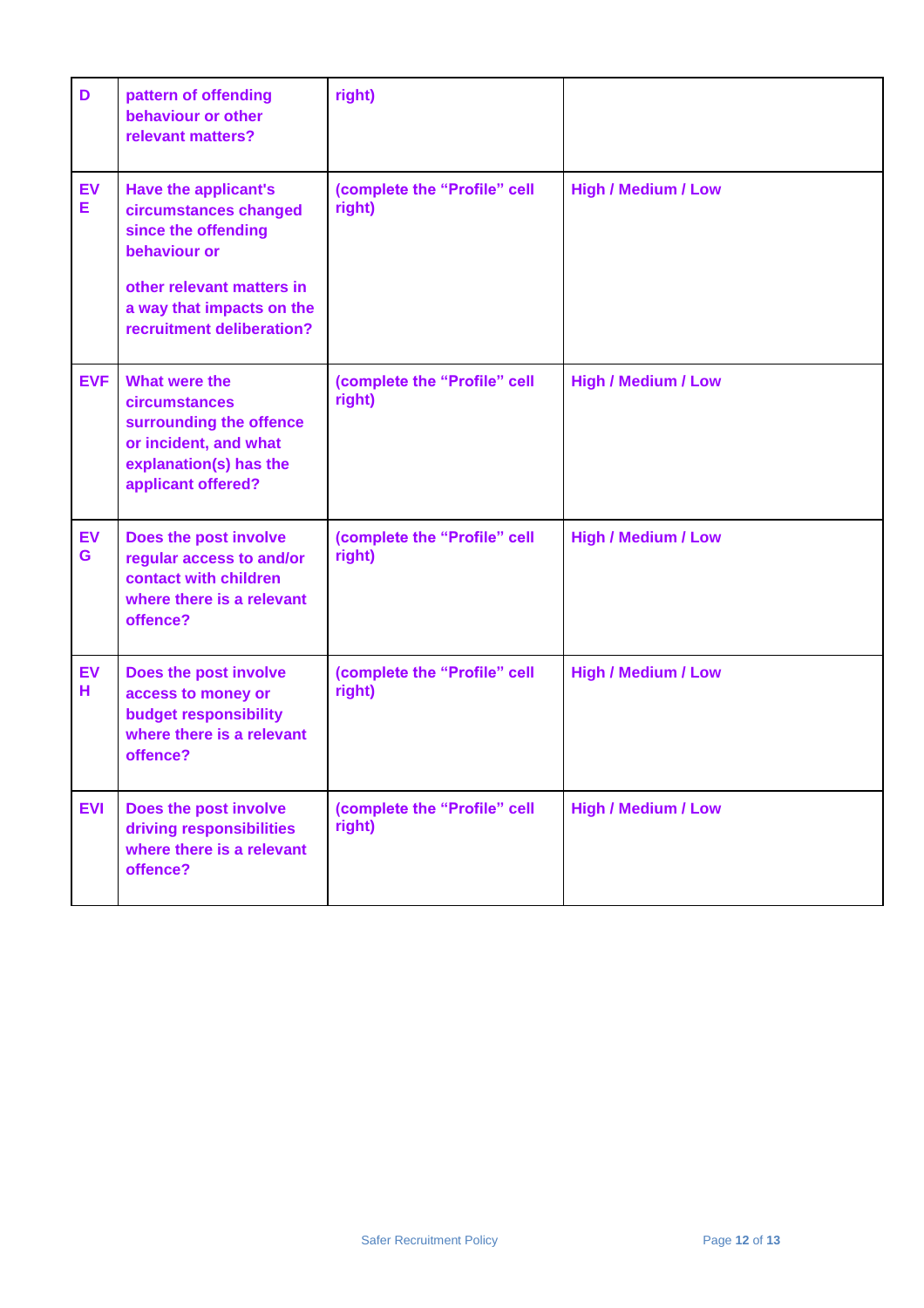| | | | |
|---|---|---|---|
| D | pattern of offending behaviour or other relevant matters? | right) | |
| EVE | Have the applicant's circumstances changed since the offending behaviour or other relevant matters in a way that impacts on the recruitment deliberation? | (complete the “Profile” cell right) | High / Medium / Low |
| EVF | What were the circumstances surrounding the offence or incident, and what explanation(s) has the applicant offered? | (complete the “Profile” cell right) | High / Medium / Low |
| EVG | Does the post involve regular access to and/or contact with children where there is a relevant offence? | (complete the “Profile” cell right) | High / Medium / Low |
| EVH | Does the post involve access to money or budget responsibility where there is a relevant offence? | (complete the “Profile” cell right) | High / Medium / Low |
| EVI | Does the post involve driving responsibilities where there is a relevant offence? | (complete the “Profile” cell right) | High / Medium / Low |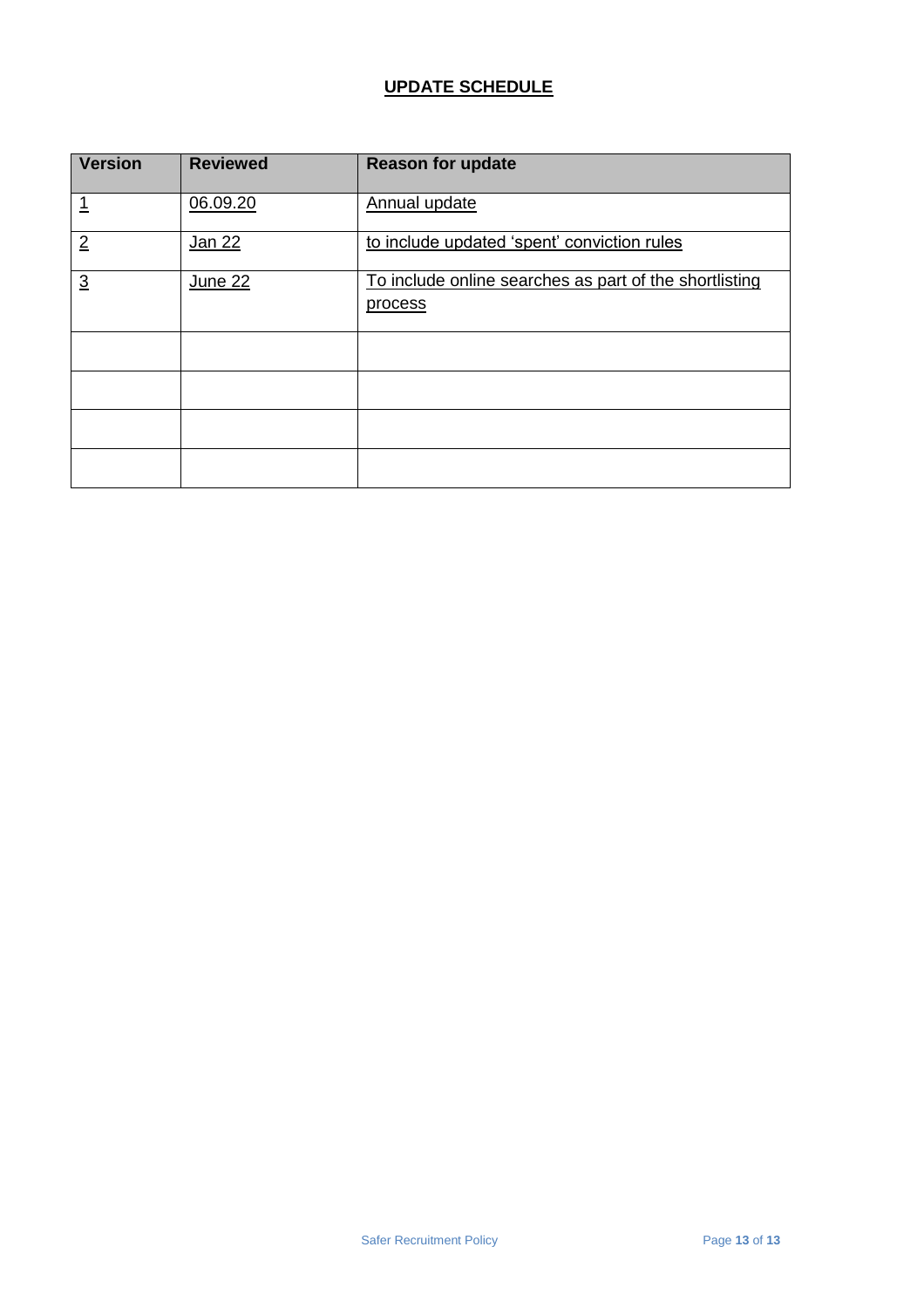## UPDATE SCHEDULE

| Version | Reviewed | Reason for update |
|---|---|---|
| 1 | 06.09.20 | Annual update |
| 2 | Jan 22 | to include updated 'spent' conviction rules |
| 3 | June 22 | To include online searches as part of the shortlisting process |
| | | |
| | | |
| | | |
| | | |